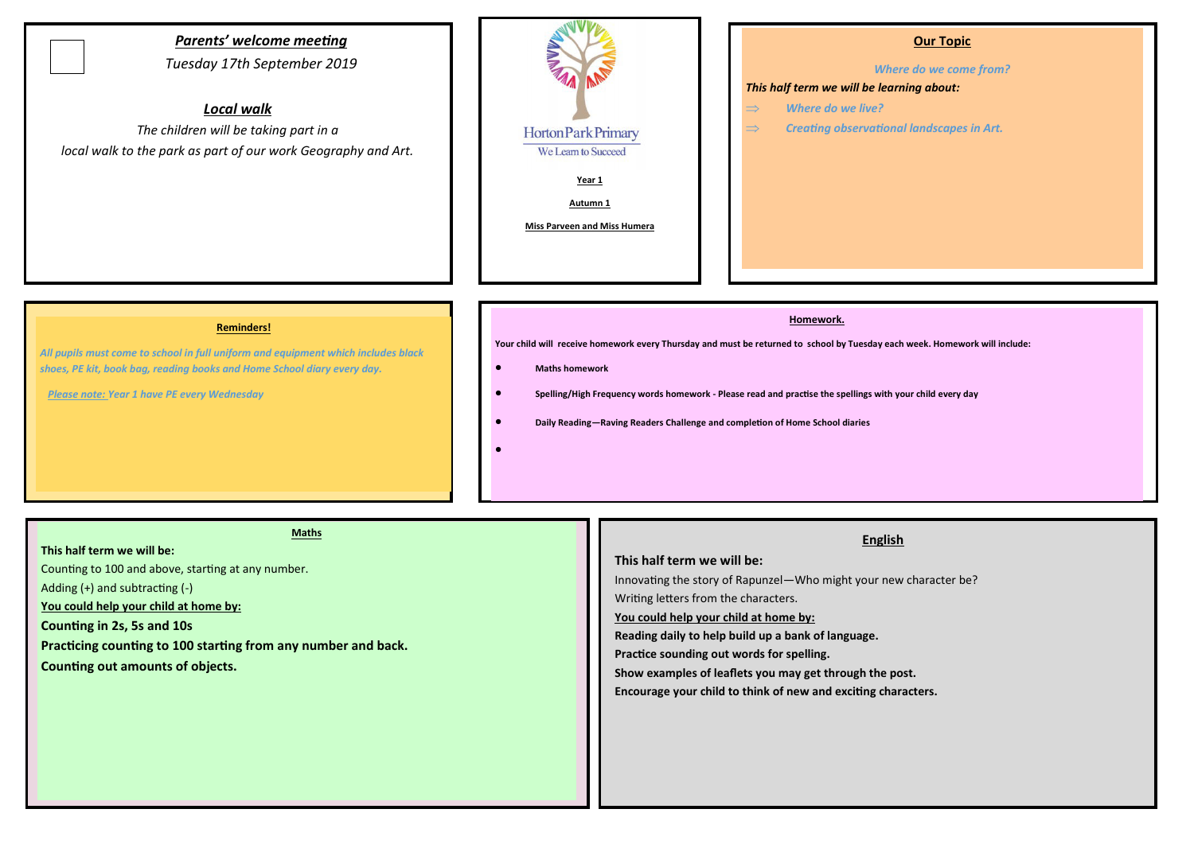## *Parents' welcome meeting*

*Tuesday 17th September 2019*

## *Local walk*

*The children will be taking part in a local walk to the park as part of our work Geography and Art.*

Horton Park Primary

We Learn to Succeed

**Year 1**

**Autumn 1**

**Miss Parveen and Miss Humera**

## Our Topic

*Where do we come from?*

***This half term we will be learning about:***

- ⇒ *Where do we live?*
- ⇒ *Creating observational landscapes in Art.*

## Reminders!

*All pupils must come to school in full uniform and equipment which includes black shoes, PE kit, book bag, reading books and Home School diary every day.*

*Please note: Year 1 have PE every Wednesday*

## Homework.

**Your child will receive homework every Thursday and must be returned to school by Tuesday each week. Homework will include:**

- **Maths homework**
- **Spelling/High Frequency words homework - Please read and practise the spellings with your child every day**
- **Daily Reading—Raving Readers Challenge and completion of Home School diaries**

## Maths

**This half term we will be:**

Counting to 100 and above, starting at any number.

Adding (+) and subtracting (-)

**You could help your child at home by:**

**Counting in 2s, 5s and 10s**

**Practicing counting to 100 starting from any number and back.**

**Counting out amounts of objects.**

## English

**This half term we will be:**

Innovating the story of Rapunzel—Who might your new character be?

Writing letters from the characters.

**You could help your child at home by:**

**Reading daily to help build up a bank of language.**

**Practice sounding out words for spelling.**

**Show examples of leaflets you may get through the post.**

**Encourage your child to think of new and exciting characters.**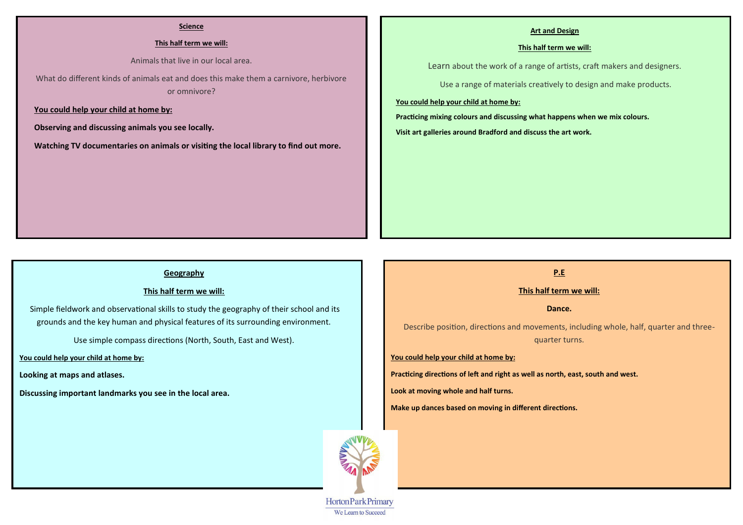## Science

**This half term we will:**

Animals that live in our local area.

What do different kinds of animals eat and does this make them a carnivore, herbivore or omnivore?

**You could help your child at home by:**

**Observing and discussing animals you see locally.**

**Watching TV documentaries on animals or visiting the local library to find out more.**

## Art and Design

**This half term we will:**

Learn about the work of a range of artists, craft makers and designers.

Use a range of materials creatively to design and make products.

**You could help your child at home by:**

**Practicing mixing colours and discussing what happens when we mix colours.**

**Visit art galleries around Bradford and discuss the art work.**

## Geography

**This half term we will:**

Simple fieldwork and observational skills to study the geography of their school and its grounds and the key human and physical features of its surrounding environment.

Use simple compass directions (North, South, East and West).

**You could help your child at home by:**

**Looking at maps and atlases.**

**Discussing important landmarks you see in the local area.**

## P.E

**This half term we will:**

**Dance.**

Describe position, directions and movements, including whole, half, quarter and three-quarter turns.

**You could help your child at home by:**

**Practicing directions of left and right as well as north, east, south and west.**

**Look at moving whole and half turns.**

**Make up dances based on moving in different directions.**

Horton Park Primary

We Learn to Succeed